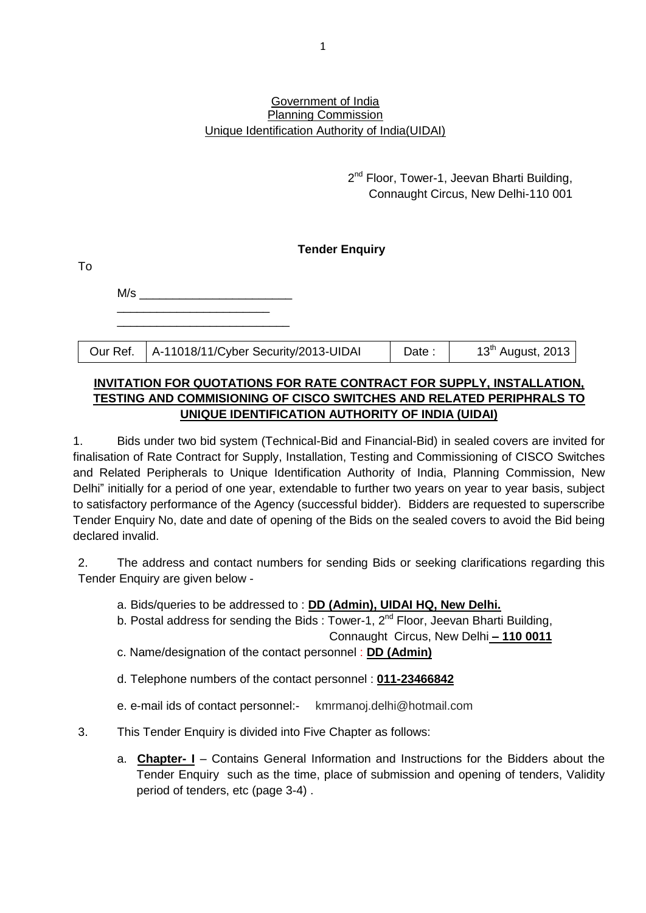Government of India
Planning Commission
Unique Identification Authority of India(UIDAI)

2nd Floor, Tower-1, Jeevan Bharti Building,
Connaught Circus, New Delhi-110 001

**Tender Enquiry**

To

M/s _______________________
_______________________
__________________________

| Our Ref. | A-11018/11/Cyber Security/2013-UIDAI | Date : | 13th August, 2013 |
|---|---|---|---|

**INVITATION FOR QUOTATIONS FOR RATE CONTRACT FOR SUPPLY, INSTALLATION, TESTING AND COMMISIONING OF CISCO SWITCHES AND RELATED PERIPHRALS TO UNIQUE IDENTIFICATION AUTHORITY OF INDIA (UIDAI)**

1. Bids under two bid system (Technical-Bid and Financial-Bid) in sealed covers are invited for finalisation of Rate Contract for Supply, Installation, Testing and Commissioning of CISCO Switches and Related Peripherals to Unique Identification Authority of India, Planning Commission, New Delhi" initially for a period of one year, extendable to further two years on year to year basis, subject to satisfactory performance of the Agency (successful bidder). Bidders are requested to superscribe Tender Enquiry No, date and date of opening of the Bids on the sealed covers to avoid the Bid being declared invalid.

2. The address and contact numbers for sending Bids or seeking clarifications regarding this Tender Enquiry are given below -

a. Bids/queries to be addressed to : **DD (Admin), UIDAI HQ, New Delhi.**

b. Postal address for sending the Bids : Tower-1, 2nd Floor, Jeevan Bharti Building, Connaught Circus, New Delhi **– 110 0011**

c. Name/designation of the contact personnel : **DD (Admin)**

d. Telephone numbers of the contact personnel : **011-23466842**

e. e-mail ids of contact personnel:- kmrmanoj.delhi@hotmail.com

3. This Tender Enquiry is divided into Five Chapter as follows:

a. **Chapter- I** – Contains General Information and Instructions for the Bidders about the Tender Enquiry such as the time, place of submission and opening of tenders, Validity period of tenders, etc (page 3-4) .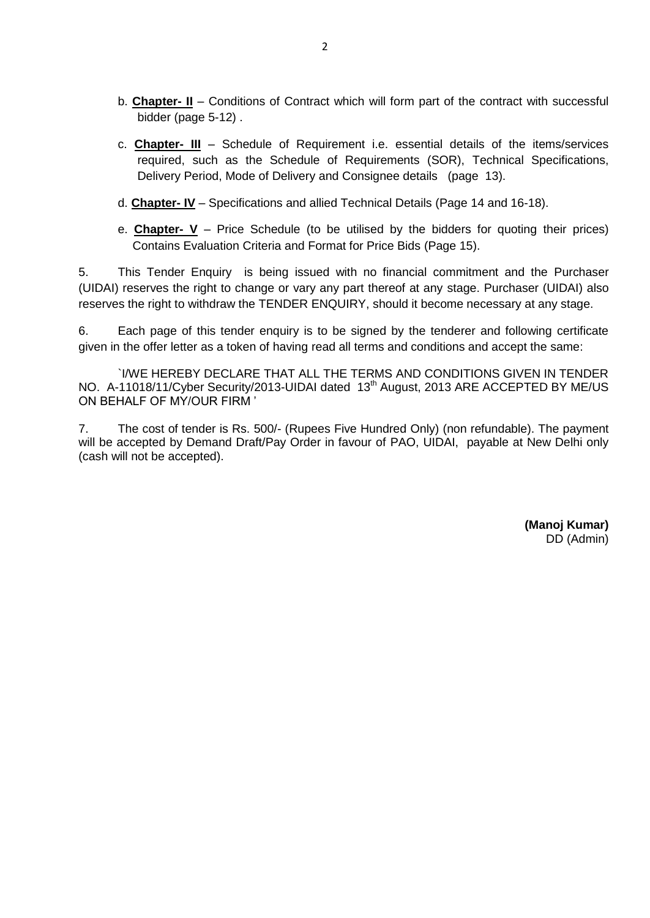b. **Chapter- II** – Conditions of Contract which will form part of the contract with successful bidder (page 5-12) .

c. **Chapter- III** – Schedule of Requirement i.e. essential details of the items/services required, such as the Schedule of Requirements (SOR), Technical Specifications, Delivery Period, Mode of Delivery and Consignee details (page 13).

d. **Chapter- IV** – Specifications and allied Technical Details (Page 14 and 16-18).

e. **Chapter- V** – Price Schedule (to be utilised by the bidders for quoting their prices) Contains Evaluation Criteria and Format for Price Bids (Page 15).

5. This Tender Enquiry is being issued with no financial commitment and the Purchaser (UIDAI) reserves the right to change or vary any part thereof at any stage. Purchaser (UIDAI) also reserves the right to withdraw the TENDER ENQUIRY, should it become necessary at any stage.

6. Each page of this tender enquiry is to be signed by the tenderer and following certificate given in the offer letter as a token of having read all terms and conditions and accept the same:

`I/WE HEREBY DECLARE THAT ALL THE TERMS AND CONDITIONS GIVEN IN TENDER NO. A-11018/11/Cyber Security/2013-UIDAI dated 13th August, 2013 ARE ACCEPTED BY ME/US ON BEHALF OF MY/OUR FIRM '

7. The cost of tender is Rs. 500/- (Rupees Five Hundred Only) (non refundable). The payment will be accepted by Demand Draft/Pay Order in favour of PAO, UIDAI, payable at New Delhi only (cash will not be accepted).

**(Manoj Kumar)**
DD (Admin)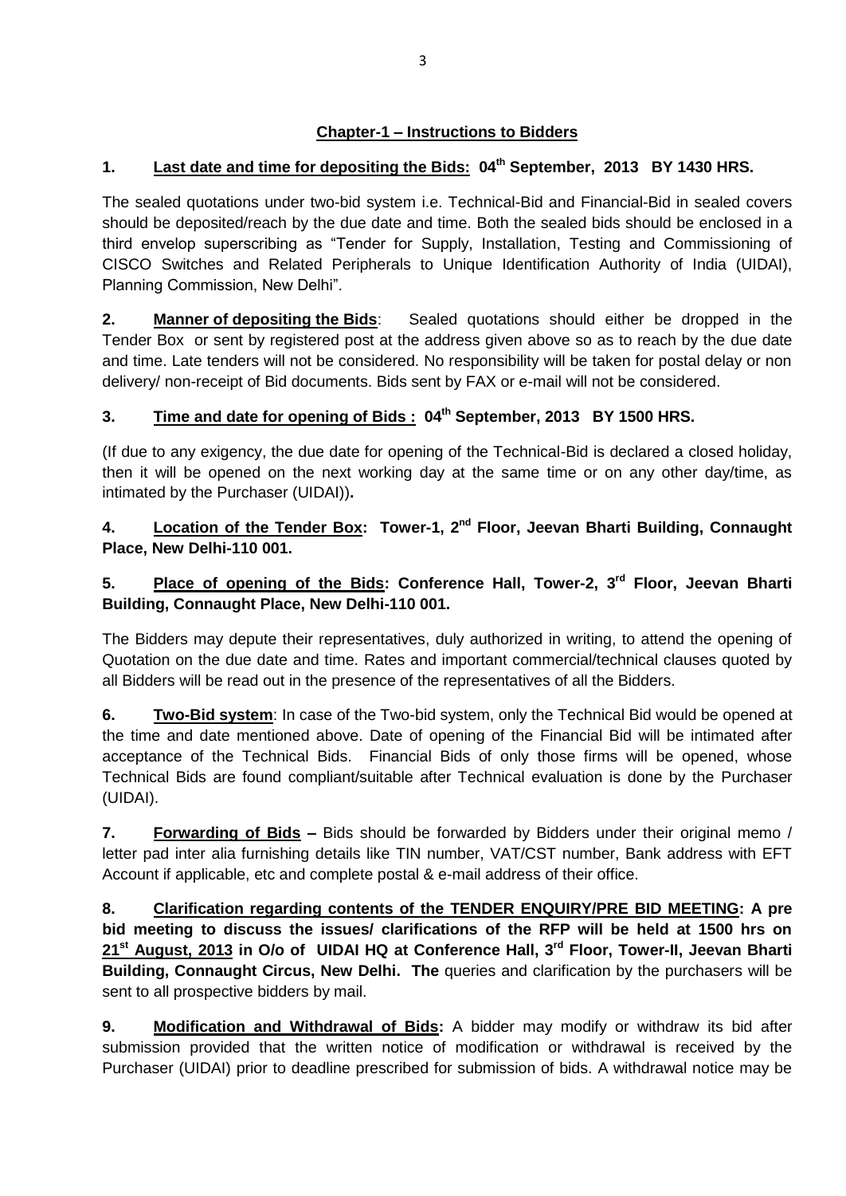## Chapter-1 – Instructions to Bidders

**1. Last date and time for depositing the Bids: 04th September, 2013 BY 1430 HRS.**

The sealed quotations under two-bid system i.e. Technical-Bid and Financial-Bid in sealed covers should be deposited/reach by the due date and time. Both the sealed bids should be enclosed in a third envelop superscribing as "Tender for Supply, Installation, Testing and Commissioning of CISCO Switches and Related Peripherals to Unique Identification Authority of India (UIDAI), Planning Commission, New Delhi".

**2. Manner of depositing the Bids**: Sealed quotations should either be dropped in the Tender Box or sent by registered post at the address given above so as to reach by the due date and time. Late tenders will not be considered. No responsibility will be taken for postal delay or non delivery/ non-receipt of Bid documents. Bids sent by FAX or e-mail will not be considered.

**3. Time and date for opening of Bids : 04th September, 2013 BY 1500 HRS.**

(If due to any exigency, the due date for opening of the Technical-Bid is declared a closed holiday, then it will be opened on the next working day at the same time or on any other day/time, as intimated by the Purchaser (UIDAI))**.**

**4. Location of the Tender Box: Tower-1, 2nd Floor, Jeevan Bharti Building, Connaught Place, New Delhi-110 001.**

**5. Place of opening of the Bids: Conference Hall, Tower-2, 3rd Floor, Jeevan Bharti Building, Connaught Place, New Delhi-110 001.**

The Bidders may depute their representatives, duly authorized in writing, to attend the opening of Quotation on the due date and time. Rates and important commercial/technical clauses quoted by all Bidders will be read out in the presence of the representatives of all the Bidders.

**6. Two-Bid system**: In case of the Two-bid system, only the Technical Bid would be opened at the time and date mentioned above. Date of opening of the Financial Bid will be intimated after acceptance of the Technical Bids. Financial Bids of only those firms will be opened, whose Technical Bids are found compliant/suitable after Technical evaluation is done by the Purchaser (UIDAI).

**7. Forwarding of Bids –** Bids should be forwarded by Bidders under their original memo / letter pad inter alia furnishing details like TIN number, VAT/CST number, Bank address with EFT Account if applicable, etc and complete postal & e-mail address of their office.

**8. Clarification regarding contents of the TENDER ENQUIRY/PRE BID MEETING: A pre bid meeting to discuss the issues/ clarifications of the RFP will be held at 1500 hrs on 21st August, 2013 in O/o of UIDAI HQ at Conference Hall, 3rd Floor, Tower-II, Jeevan Bharti Building, Connaught Circus, New Delhi. The** queries and clarification by the purchasers will be sent to all prospective bidders by mail.

**9. Modification and Withdrawal of Bids:** A bidder may modify or withdraw its bid after submission provided that the written notice of modification or withdrawal is received by the Purchaser (UIDAI) prior to deadline prescribed for submission of bids. A withdrawal notice may be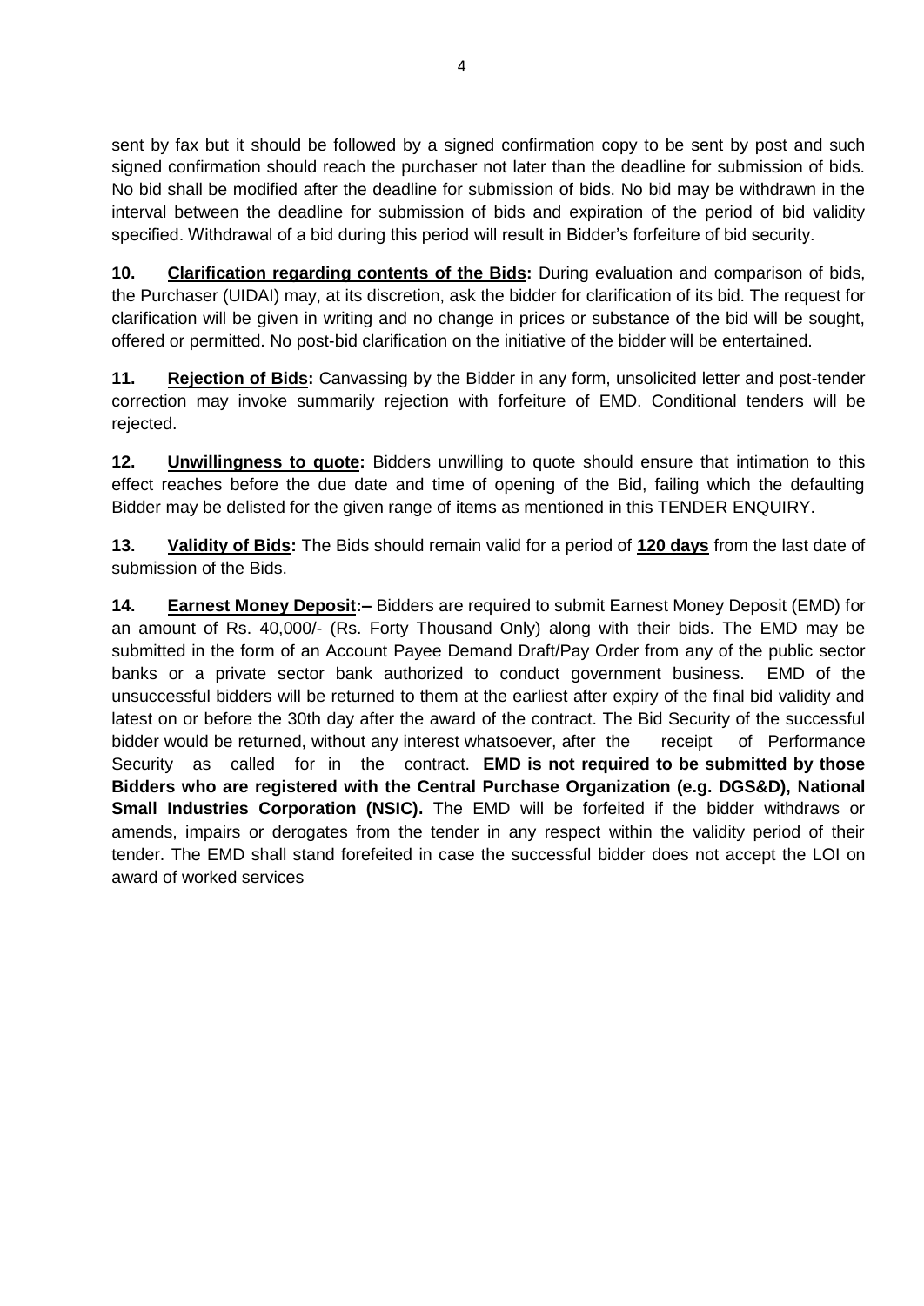sent by fax but it should be followed by a signed confirmation copy to be sent by post and such signed confirmation should reach the purchaser not later than the deadline for submission of bids. No bid shall be modified after the deadline for submission of bids. No bid may be withdrawn in the interval between the deadline for submission of bids and expiration of the period of bid validity specified. Withdrawal of a bid during this period will result in Bidder's forfeiture of bid security.

**10. Clarification regarding contents of the Bids:** During evaluation and comparison of bids, the Purchaser (UIDAI) may, at its discretion, ask the bidder for clarification of its bid. The request for clarification will be given in writing and no change in prices or substance of the bid will be sought, offered or permitted. No post-bid clarification on the initiative of the bidder will be entertained.

**11. Rejection of Bids:** Canvassing by the Bidder in any form, unsolicited letter and post-tender correction may invoke summarily rejection with forfeiture of EMD. Conditional tenders will be rejected.

**12. Unwillingness to quote:** Bidders unwilling to quote should ensure that intimation to this effect reaches before the due date and time of opening of the Bid, failing which the defaulting Bidder may be delisted for the given range of items as mentioned in this TENDER ENQUIRY.

**13. Validity of Bids:** The Bids should remain valid for a period of **120 days** from the last date of submission of the Bids.

**14. Earnest Money Deposit:–** Bidders are required to submit Earnest Money Deposit (EMD) for an amount of Rs. 40,000/- (Rs. Forty Thousand Only) along with their bids. The EMD may be submitted in the form of an Account Payee Demand Draft/Pay Order from any of the public sector banks or a private sector bank authorized to conduct government business. EMD of the unsuccessful bidders will be returned to them at the earliest after expiry of the final bid validity and latest on or before the 30th day after the award of the contract. The Bid Security of the successful bidder would be returned, without any interest whatsoever, after the receipt of Performance Security as called for in the contract. **EMD is not required to be submitted by those Bidders who are registered with the Central Purchase Organization (e.g. DGS&D), National Small Industries Corporation (NSIC).** The EMD will be forfeited if the bidder withdraws or amends, impairs or derogates from the tender in any respect within the validity period of their tender. The EMD shall stand forefeited in case the successful bidder does not accept the LOI on award of worked services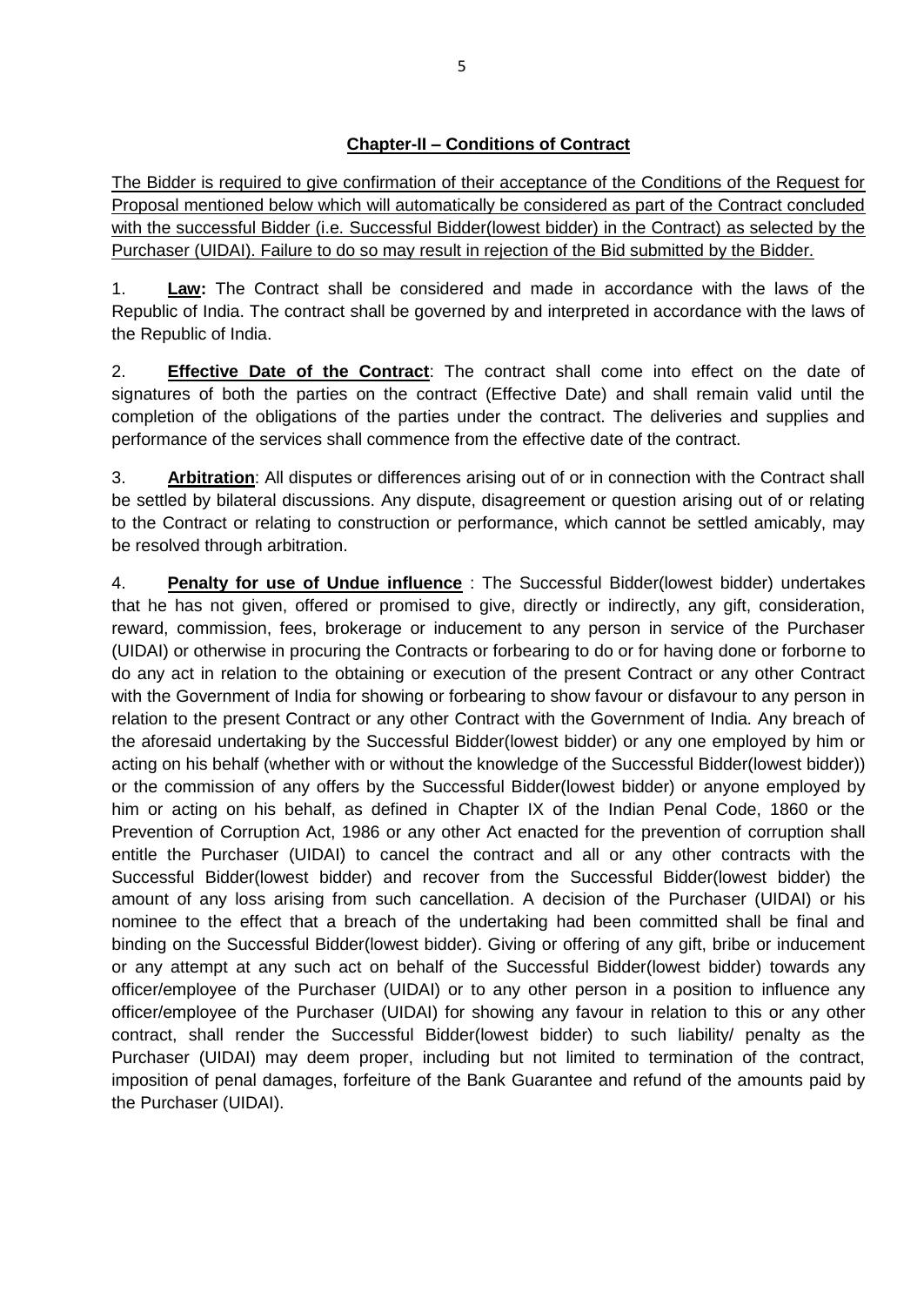## Chapter-II – Conditions of Contract

The Bidder is required to give confirmation of their acceptance of the Conditions of the Request for Proposal mentioned below which will automatically be considered as part of the Contract concluded with the successful Bidder (i.e. Successful Bidder(lowest bidder) in the Contract) as selected by the Purchaser (UIDAI). Failure to do so may result in rejection of the Bid submitted by the Bidder.

1. **Law:** The Contract shall be considered and made in accordance with the laws of the Republic of India. The contract shall be governed by and interpreted in accordance with the laws of the Republic of India.

2. **Effective Date of the Contract**: The contract shall come into effect on the date of signatures of both the parties on the contract (Effective Date) and shall remain valid until the completion of the obligations of the parties under the contract. The deliveries and supplies and performance of the services shall commence from the effective date of the contract.

3. **Arbitration**: All disputes or differences arising out of or in connection with the Contract shall be settled by bilateral discussions. Any dispute, disagreement or question arising out of or relating to the Contract or relating to construction or performance, which cannot be settled amicably, may be resolved through arbitration.

4. **Penalty for use of Undue influence** : The Successful Bidder(lowest bidder) undertakes that he has not given, offered or promised to give, directly or indirectly, any gift, consideration, reward, commission, fees, brokerage or inducement to any person in service of the Purchaser (UIDAI) or otherwise in procuring the Contracts or forbearing to do or for having done or forborne to do any act in relation to the obtaining or execution of the present Contract or any other Contract with the Government of India for showing or forbearing to show favour or disfavour to any person in relation to the present Contract or any other Contract with the Government of India. Any breach of the aforesaid undertaking by the Successful Bidder(lowest bidder) or any one employed by him or acting on his behalf (whether with or without the knowledge of the Successful Bidder(lowest bidder)) or the commission of any offers by the Successful Bidder(lowest bidder) or anyone employed by him or acting on his behalf, as defined in Chapter IX of the Indian Penal Code, 1860 or the Prevention of Corruption Act, 1986 or any other Act enacted for the prevention of corruption shall entitle the Purchaser (UIDAI) to cancel the contract and all or any other contracts with the Successful Bidder(lowest bidder) and recover from the Successful Bidder(lowest bidder) the amount of any loss arising from such cancellation. A decision of the Purchaser (UIDAI) or his nominee to the effect that a breach of the undertaking had been committed shall be final and binding on the Successful Bidder(lowest bidder). Giving or offering of any gift, bribe or inducement or any attempt at any such act on behalf of the Successful Bidder(lowest bidder) towards any officer/employee of the Purchaser (UIDAI) or to any other person in a position to influence any officer/employee of the Purchaser (UIDAI) for showing any favour in relation to this or any other contract, shall render the Successful Bidder(lowest bidder) to such liability/ penalty as the Purchaser (UIDAI) may deem proper, including but not limited to termination of the contract, imposition of penal damages, forfeiture of the Bank Guarantee and refund of the amounts paid by the Purchaser (UIDAI).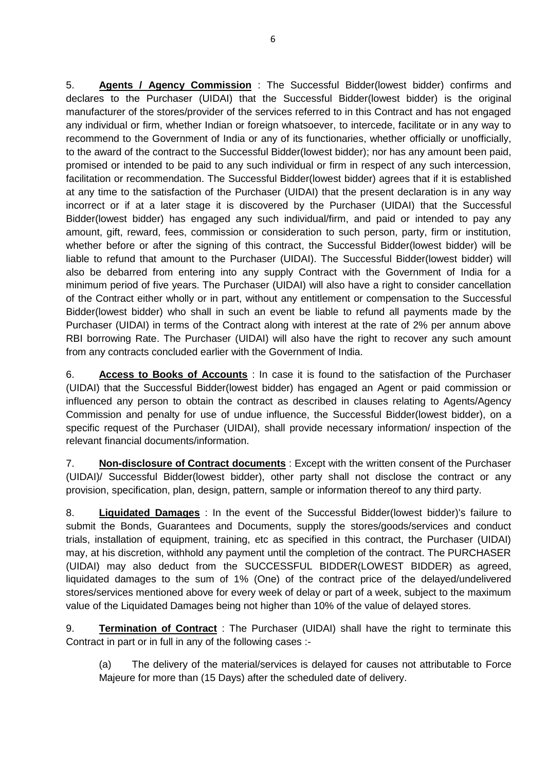5. **Agents / Agency Commission** : The Successful Bidder(lowest bidder) confirms and declares to the Purchaser (UIDAI) that the Successful Bidder(lowest bidder) is the original manufacturer of the stores/provider of the services referred to in this Contract and has not engaged any individual or firm, whether Indian or foreign whatsoever, to intercede, facilitate or in any way to recommend to the Government of India or any of its functionaries, whether officially or unofficially, to the award of the contract to the Successful Bidder(lowest bidder); nor has any amount been paid, promised or intended to be paid to any such individual or firm in respect of any such intercession, facilitation or recommendation. The Successful Bidder(lowest bidder) agrees that if it is established at any time to the satisfaction of the Purchaser (UIDAI) that the present declaration is in any way incorrect or if at a later stage it is discovered by the Purchaser (UIDAI) that the Successful Bidder(lowest bidder) has engaged any such individual/firm, and paid or intended to pay any amount, gift, reward, fees, commission or consideration to such person, party, firm or institution, whether before or after the signing of this contract, the Successful Bidder(lowest bidder) will be liable to refund that amount to the Purchaser (UIDAI). The Successful Bidder(lowest bidder) will also be debarred from entering into any supply Contract with the Government of India for a minimum period of five years. The Purchaser (UIDAI) will also have a right to consider cancellation of the Contract either wholly or in part, without any entitlement or compensation to the Successful Bidder(lowest bidder) who shall in such an event be liable to refund all payments made by the Purchaser (UIDAI) in terms of the Contract along with interest at the rate of 2% per annum above RBI borrowing Rate. The Purchaser (UIDAI) will also have the right to recover any such amount from any contracts concluded earlier with the Government of India.

6. **Access to Books of Accounts** : In case it is found to the satisfaction of the Purchaser (UIDAI) that the Successful Bidder(lowest bidder) has engaged an Agent or paid commission or influenced any person to obtain the contract as described in clauses relating to Agents/Agency Commission and penalty for use of undue influence, the Successful Bidder(lowest bidder), on a specific request of the Purchaser (UIDAI), shall provide necessary information/ inspection of the relevant financial documents/information.

7. **Non-disclosure of Contract documents** : Except with the written consent of the Purchaser (UIDAI)/ Successful Bidder(lowest bidder), other party shall not disclose the contract or any provision, specification, plan, design, pattern, sample or information thereof to any third party.

8. **Liquidated Damages** : In the event of the Successful Bidder(lowest bidder)'s failure to submit the Bonds, Guarantees and Documents, supply the stores/goods/services and conduct trials, installation of equipment, training, etc as specified in this contract, the Purchaser (UIDAI) may, at his discretion, withhold any payment until the completion of the contract. The PURCHASER (UIDAI) may also deduct from the SUCCESSFUL BIDDER(LOWEST BIDDER) as agreed, liquidated damages to the sum of 1% (One) of the contract price of the delayed/undelivered stores/services mentioned above for every week of delay or part of a week, subject to the maximum value of the Liquidated Damages being not higher than 10% of the value of delayed stores.

9. **Termination of Contract** : The Purchaser (UIDAI) shall have the right to terminate this Contract in part or in full in any of the following cases :-

(a) The delivery of the material/services is delayed for causes not attributable to Force Majeure for more than (15 Days) after the scheduled date of delivery.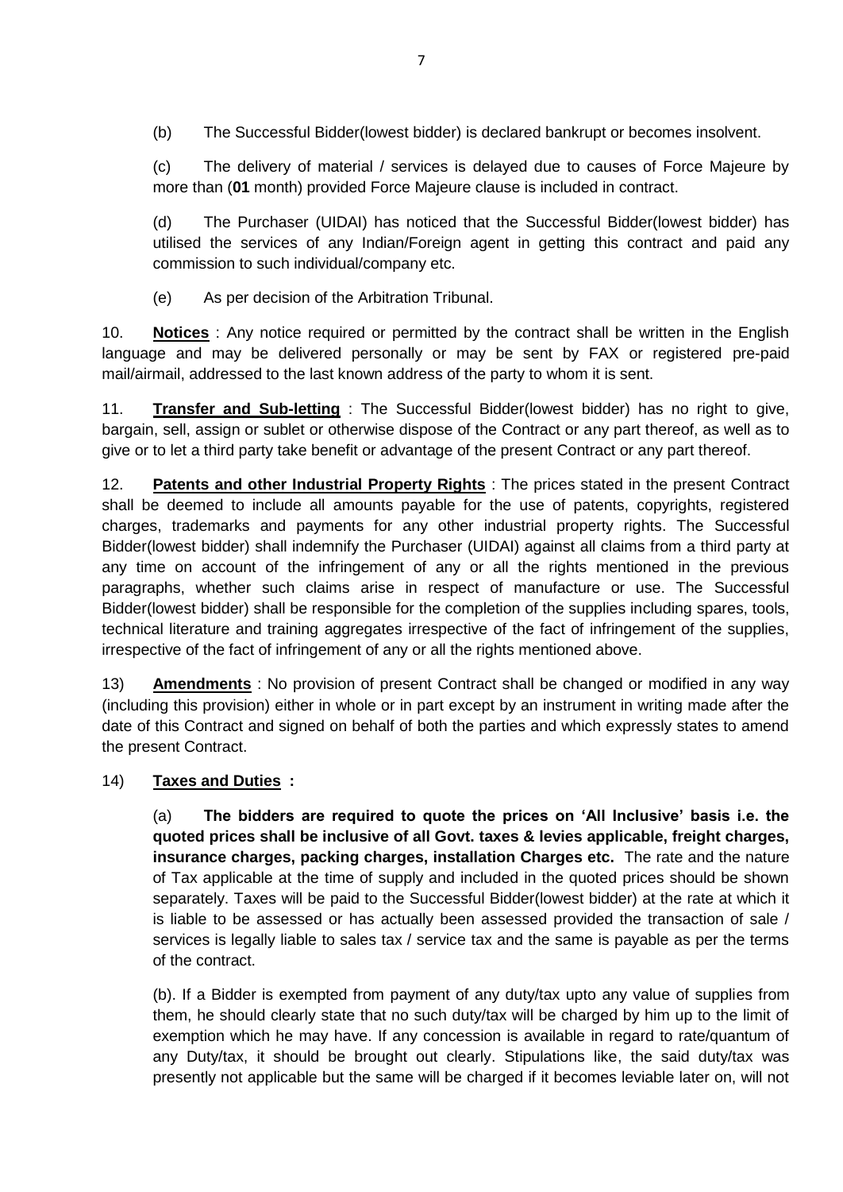(b) The Successful Bidder(lowest bidder) is declared bankrupt or becomes insolvent.

(c) The delivery of material / services is delayed due to causes of Force Majeure by more than (**01** month) provided Force Majeure clause is included in contract.

(d) The Purchaser (UIDAI) has noticed that the Successful Bidder(lowest bidder) has utilised the services of any Indian/Foreign agent in getting this contract and paid any commission to such individual/company etc.

(e) As per decision of the Arbitration Tribunal.

10. **Notices** : Any notice required or permitted by the contract shall be written in the English language and may be delivered personally or may be sent by FAX or registered pre-paid mail/airmail, addressed to the last known address of the party to whom it is sent.

11. **Transfer and Sub-letting** : The Successful Bidder(lowest bidder) has no right to give, bargain, sell, assign or sublet or otherwise dispose of the Contract or any part thereof, as well as to give or to let a third party take benefit or advantage of the present Contract or any part thereof.

12. **Patents and other Industrial Property Rights** : The prices stated in the present Contract shall be deemed to include all amounts payable for the use of patents, copyrights, registered charges, trademarks and payments for any other industrial property rights. The Successful Bidder(lowest bidder) shall indemnify the Purchaser (UIDAI) against all claims from a third party at any time on account of the infringement of any or all the rights mentioned in the previous paragraphs, whether such claims arise in respect of manufacture or use. The Successful Bidder(lowest bidder) shall be responsible for the completion of the supplies including spares, tools, technical literature and training aggregates irrespective of the fact of infringement of the supplies, irrespective of the fact of infringement of any or all the rights mentioned above.

13) **Amendments** : No provision of present Contract shall be changed or modified in any way (including this provision) either in whole or in part except by an instrument in writing made after the date of this Contract and signed on behalf of both the parties and which expressly states to amend the present Contract.

14) **Taxes and Duties :**

(a) **The bidders are required to quote the prices on 'All Inclusive' basis i.e. the quoted prices shall be inclusive of all Govt. taxes & levies applicable, freight charges, insurance charges, packing charges, installation Charges etc.** The rate and the nature of Tax applicable at the time of supply and included in the quoted prices should be shown separately. Taxes will be paid to the Successful Bidder(lowest bidder) at the rate at which it is liable to be assessed or has actually been assessed provided the transaction of sale / services is legally liable to sales tax / service tax and the same is payable as per the terms of the contract.

(b). If a Bidder is exempted from payment of any duty/tax upto any value of supplies from them, he should clearly state that no such duty/tax will be charged by him up to the limit of exemption which he may have. If any concession is available in regard to rate/quantum of any Duty/tax, it should be brought out clearly. Stipulations like, the said duty/tax was presently not applicable but the same will be charged if it becomes leviable later on, will not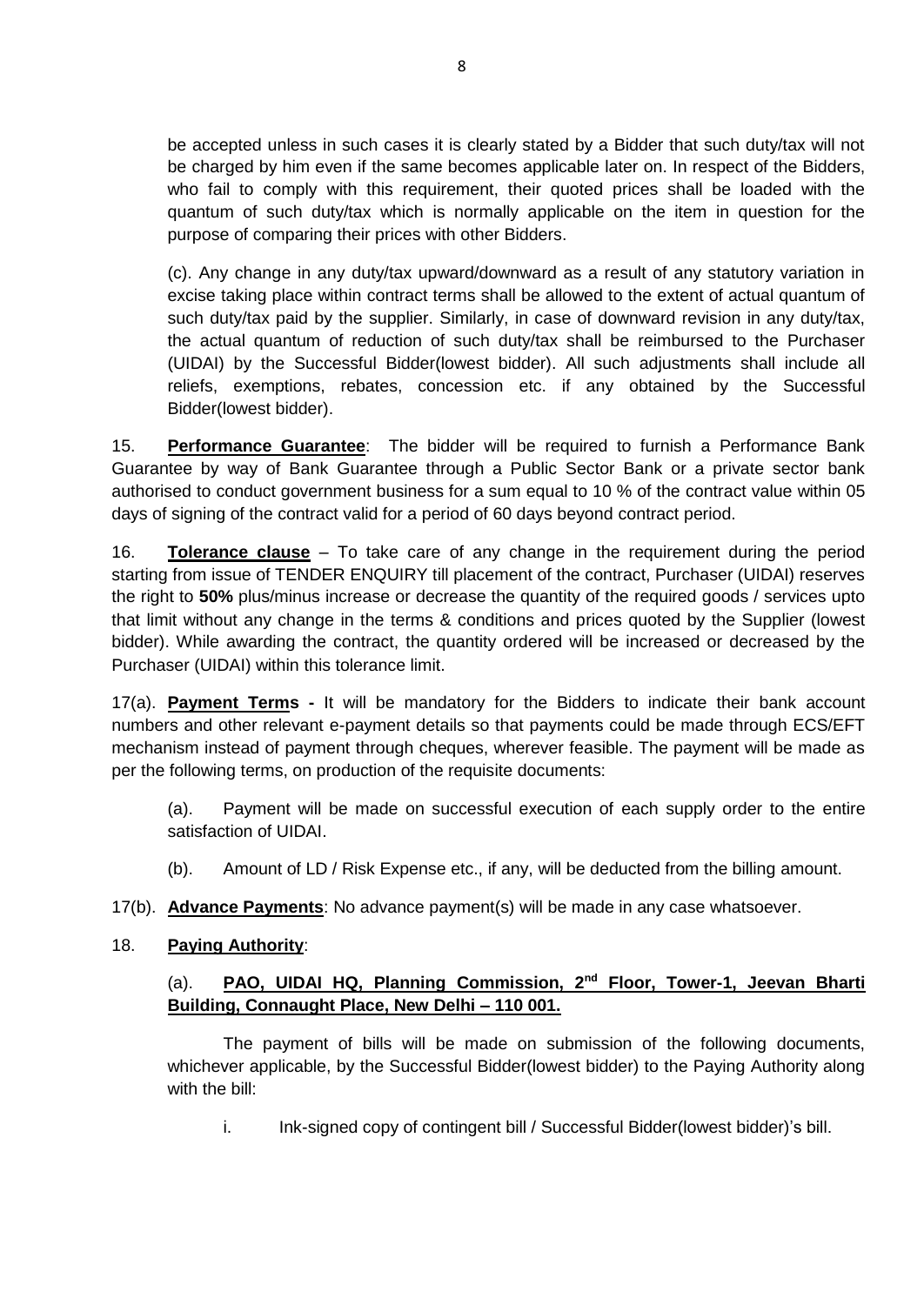be accepted unless in such cases it is clearly stated by a Bidder that such duty/tax will not be charged by him even if the same becomes applicable later on. In respect of the Bidders, who fail to comply with this requirement, their quoted prices shall be loaded with the quantum of such duty/tax which is normally applicable on the item in question for the purpose of comparing their prices with other Bidders.

(c). Any change in any duty/tax upward/downward as a result of any statutory variation in excise taking place within contract terms shall be allowed to the extent of actual quantum of such duty/tax paid by the supplier. Similarly, in case of downward revision in any duty/tax, the actual quantum of reduction of such duty/tax shall be reimbursed to the Purchaser (UIDAI) by the Successful Bidder(lowest bidder). All such adjustments shall include all reliefs, exemptions, rebates, concession etc. if any obtained by the Successful Bidder(lowest bidder).

15. **<u>Performance Guarantee</u>**: The bidder will be required to furnish a Performance Bank Guarantee by way of Bank Guarantee through a Public Sector Bank or a private sector bank authorised to conduct government business for a sum equal to 10 % of the contract value within 05 days of signing of the contract valid for a period of 60 days beyond contract period.

16. **<u>Tolerance clause</u>** – To take care of any change in the requirement during the period starting from issue of TENDER ENQUIRY till placement of the contract, Purchaser (UIDAI) reserves the right to **50%** plus/minus increase or decrease the quantity of the required goods / services upto that limit without any change in the terms & conditions and prices quoted by the Supplier (lowest bidder). While awarding the contract, the quantity ordered will be increased or decreased by the Purchaser (UIDAI) within this tolerance limit.

17(a). **<u>Payment Terms</u> -** It will be mandatory for the Bidders to indicate their bank account numbers and other relevant e-payment details so that payments could be made through ECS/EFT mechanism instead of payment through cheques, wherever feasible. The payment will be made as per the following terms, on production of the requisite documents:

(a). Payment will be made on successful execution of each supply order to the entire satisfaction of UIDAI.

(b). Amount of LD / Risk Expense etc., if any, will be deducted from the billing amount.

17(b). **<u>Advance Payments</u>**: No advance payment(s) will be made in any case whatsoever.

18. **<u>Paying Authority</u>**:

(a). **<u>PAO, UIDAI HQ, Planning Commission, 2nd Floor, Tower-1, Jeevan Bharti Building, Connaught Place, New Delhi – 110 001.</u>**

The payment of bills will be made on submission of the following documents, whichever applicable, by the Successful Bidder(lowest bidder) to the Paying Authority along with the bill:

i. Ink-signed copy of contingent bill / Successful Bidder(lowest bidder)'s bill.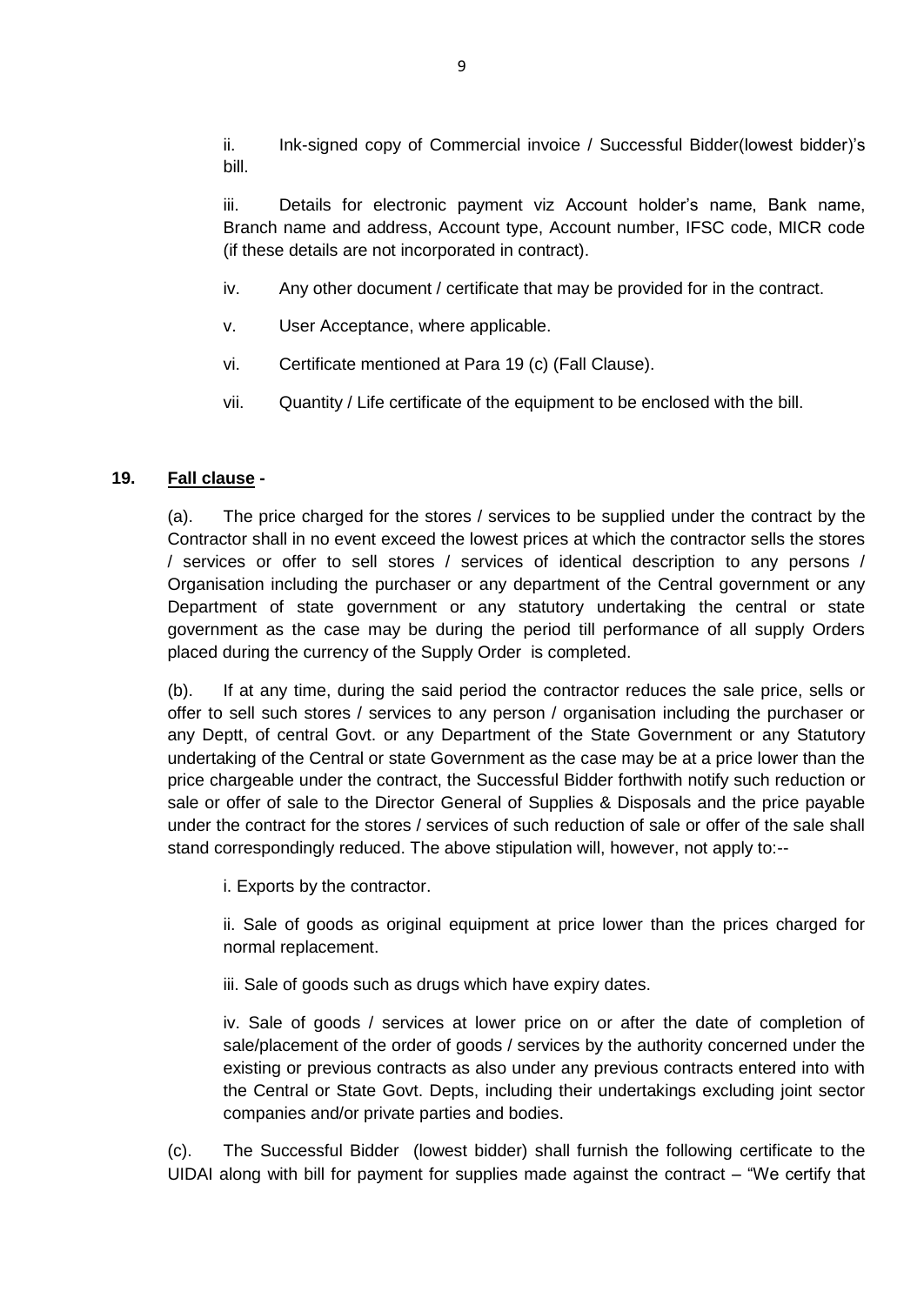ii. Ink-signed copy of Commercial invoice / Successful Bidder(lowest bidder)'s bill.

iii. Details for electronic payment viz Account holder's name, Bank name, Branch name and address, Account type, Account number, IFSC code, MICR code (if these details are not incorporated in contract).

iv. Any other document / certificate that may be provided for in the contract.

v. User Acceptance, where applicable.

vi. Certificate mentioned at Para 19 (c) (Fall Clause).

vii. Quantity / Life certificate of the equipment to be enclosed with the bill.

**19. <u>Fall clause</u> -**

(a). The price charged for the stores / services to be supplied under the contract by the Contractor shall in no event exceed the lowest prices at which the contractor sells the stores / services or offer to sell stores / services of identical description to any persons / Organisation including the purchaser or any department of the Central government or any Department of state government or any statutory undertaking the central or state government as the case may be during the period till performance of all supply Orders placed during the currency of the Supply Order is completed.

(b). If at any time, during the said period the contractor reduces the sale price, sells or offer to sell such stores / services to any person / organisation including the purchaser or any Deptt, of central Govt. or any Department of the State Government or any Statutory undertaking of the Central or state Government as the case may be at a price lower than the price chargeable under the contract, the Successful Bidder forthwith notify such reduction or sale or offer of sale to the Director General of Supplies & Disposals and the price payable under the contract for the stores / services of such reduction of sale or offer of the sale shall stand correspondingly reduced. The above stipulation will, however, not apply to:--

i. Exports by the contractor.

ii. Sale of goods as original equipment at price lower than the prices charged for normal replacement.

iii. Sale of goods such as drugs which have expiry dates.

iv. Sale of goods / services at lower price on or after the date of completion of sale/placement of the order of goods / services by the authority concerned under the existing or previous contracts as also under any previous contracts entered into with the Central or State Govt. Depts, including their undertakings excluding joint sector companies and/or private parties and bodies.

(c). The Successful Bidder (lowest bidder) shall furnish the following certificate to the UIDAI along with bill for payment for supplies made against the contract – "We certify that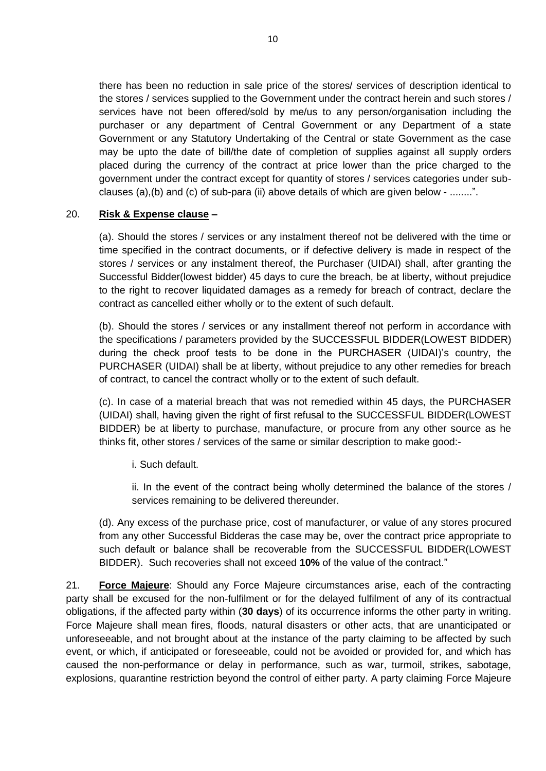there has been no reduction in sale price of the stores/ services of description identical to the stores / services supplied to the Government under the contract herein and such stores / services have not been offered/sold by me/us to any person/organisation including the purchaser or any department of Central Government or any Department of a state Government or any Statutory Undertaking of the Central or state Government as the case may be upto the date of bill/the date of completion of supplies against all supply orders placed during the currency of the contract at price lower than the price charged to the government under the contract except for quantity of stores / services categories under sub-clauses (a),(b) and (c) of sub-para (ii) above details of which are given below - ........".

20. **Risk & Expense clause –**

(a). Should the stores / services or any instalment thereof not be delivered with the time or time specified in the contract documents, or if defective delivery is made in respect of the stores / services or any instalment thereof, the Purchaser (UIDAI) shall, after granting the Successful Bidder(lowest bidder) 45 days to cure the breach, be at liberty, without prejudice to the right to recover liquidated damages as a remedy for breach of contract, declare the contract as cancelled either wholly or to the extent of such default.

(b). Should the stores / services or any installment thereof not perform in accordance with the specifications / parameters provided by the SUCCESSFUL BIDDER(LOWEST BIDDER) during the check proof tests to be done in the PURCHASER (UIDAI)'s country, the PURCHASER (UIDAI) shall be at liberty, without prejudice to any other remedies for breach of contract, to cancel the contract wholly or to the extent of such default.

(c). In case of a material breach that was not remedied within 45 days, the PURCHASER (UIDAI) shall, having given the right of first refusal to the SUCCESSFUL BIDDER(LOWEST BIDDER) be at liberty to purchase, manufacture, or procure from any other source as he thinks fit, other stores / services of the same or similar description to make good:-

i. Such default.

ii. In the event of the contract being wholly determined the balance of the stores / services remaining to be delivered thereunder.

(d). Any excess of the purchase price, cost of manufacturer, or value of any stores procured from any other Successful Bidderas the case may be, over the contract price appropriate to such default or balance shall be recoverable from the SUCCESSFUL BIDDER(LOWEST BIDDER). Such recoveries shall not exceed **10%** of the value of the contract."

21. **Force Majeure**: Should any Force Majeure circumstances arise, each of the contracting party shall be excused for the non-fulfilment or for the delayed fulfilment of any of its contractual obligations, if the affected party within (**30 days**) of its occurrence informs the other party in writing. Force Majeure shall mean fires, floods, natural disasters or other acts, that are unanticipated or unforeseeable, and not brought about at the instance of the party claiming to be affected by such event, or which, if anticipated or foreseeable, could not be avoided or provided for, and which has caused the non-performance or delay in performance, such as war, turmoil, strikes, sabotage, explosions, quarantine restriction beyond the control of either party. A party claiming Force Majeure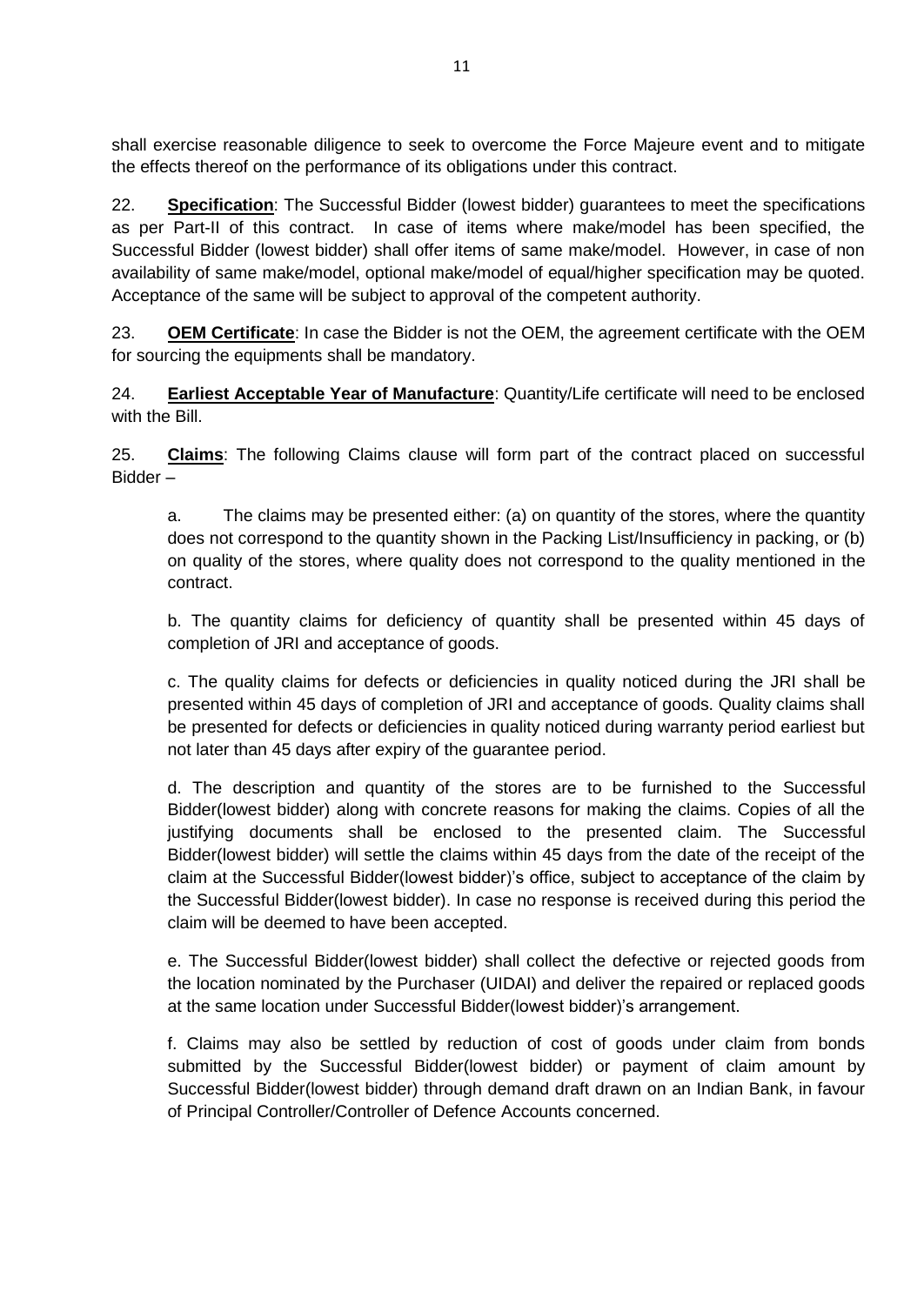shall exercise reasonable diligence to seek to overcome the Force Majeure event and to mitigate the effects thereof on the performance of its obligations under this contract.

22. **Specification**: The Successful Bidder (lowest bidder) guarantees to meet the specifications as per Part-II of this contract. In case of items where make/model has been specified, the Successful Bidder (lowest bidder) shall offer items of same make/model. However, in case of non availability of same make/model, optional make/model of equal/higher specification may be quoted. Acceptance of the same will be subject to approval of the competent authority.

23. **OEM Certificate**: In case the Bidder is not the OEM, the agreement certificate with the OEM for sourcing the equipments shall be mandatory.

24. **Earliest Acceptable Year of Manufacture**: Quantity/Life certificate will need to be enclosed with the Bill.

25. **Claims**: The following Claims clause will form part of the contract placed on successful Bidder –

a. The claims may be presented either: (a) on quantity of the stores, where the quantity does not correspond to the quantity shown in the Packing List/Insufficiency in packing, or (b) on quality of the stores, where quality does not correspond to the quality mentioned in the contract.

b. The quantity claims for deficiency of quantity shall be presented within 45 days of completion of JRI and acceptance of goods.

c. The quality claims for defects or deficiencies in quality noticed during the JRI shall be presented within 45 days of completion of JRI and acceptance of goods. Quality claims shall be presented for defects or deficiencies in quality noticed during warranty period earliest but not later than 45 days after expiry of the guarantee period.

d. The description and quantity of the stores are to be furnished to the Successful Bidder(lowest bidder) along with concrete reasons for making the claims. Copies of all the justifying documents shall be enclosed to the presented claim. The Successful Bidder(lowest bidder) will settle the claims within 45 days from the date of the receipt of the claim at the Successful Bidder(lowest bidder)'s office, subject to acceptance of the claim by the Successful Bidder(lowest bidder). In case no response is received during this period the claim will be deemed to have been accepted.

e. The Successful Bidder(lowest bidder) shall collect the defective or rejected goods from the location nominated by the Purchaser (UIDAI) and deliver the repaired or replaced goods at the same location under Successful Bidder(lowest bidder)'s arrangement.

f. Claims may also be settled by reduction of cost of goods under claim from bonds submitted by the Successful Bidder(lowest bidder) or payment of claim amount by Successful Bidder(lowest bidder) through demand draft drawn on an Indian Bank, in favour of Principal Controller/Controller of Defence Accounts concerned.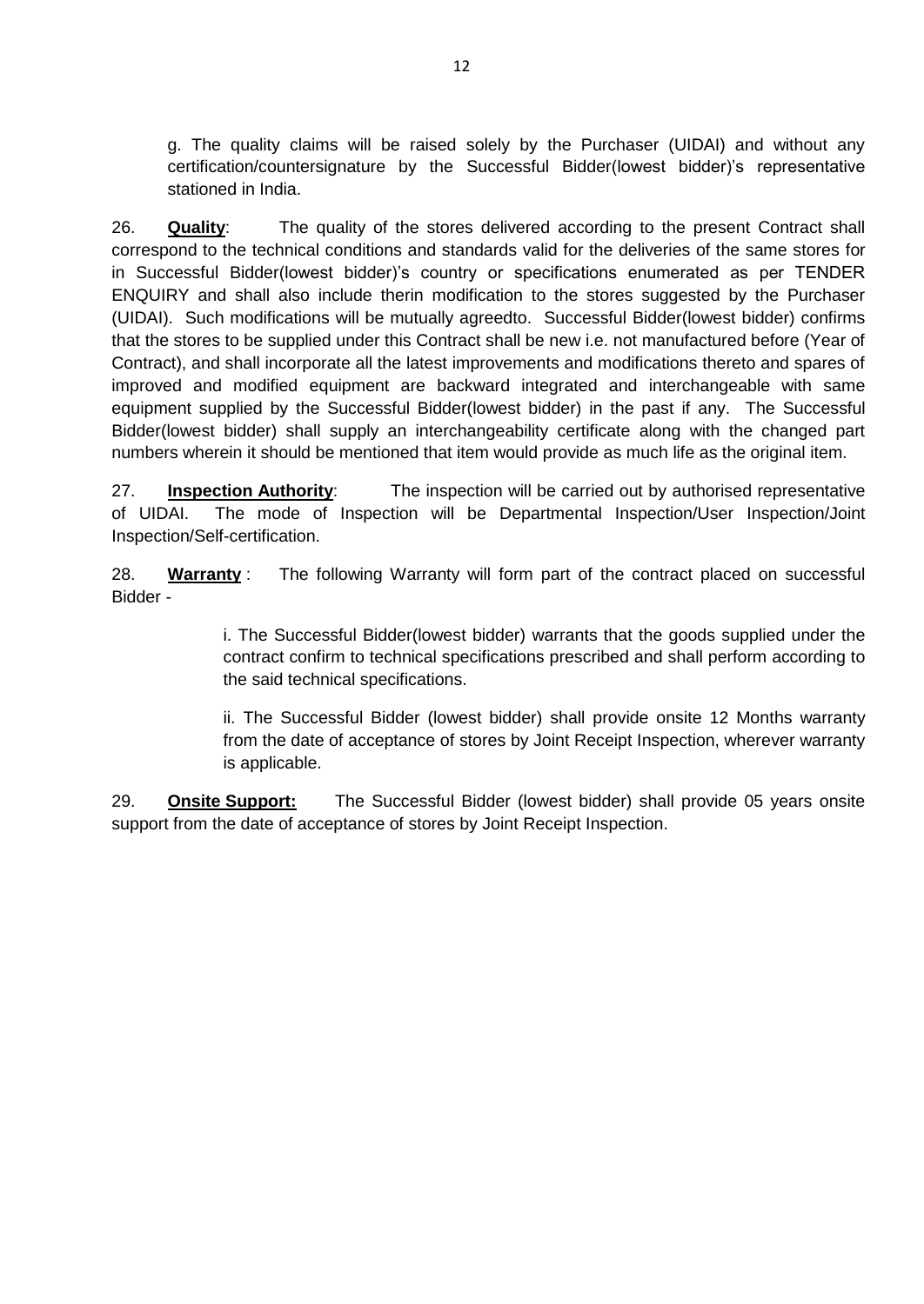g. The quality claims will be raised solely by the Purchaser (UIDAI) and without any certification/countersignature by the Successful Bidder(lowest bidder)'s representative stationed in India.

26. **Quality**: The quality of the stores delivered according to the present Contract shall correspond to the technical conditions and standards valid for the deliveries of the same stores for in Successful Bidder(lowest bidder)'s country or specifications enumerated as per TENDER ENQUIRY and shall also include therin modification to the stores suggested by the Purchaser (UIDAI). Such modifications will be mutually agreedto. Successful Bidder(lowest bidder) confirms that the stores to be supplied under this Contract shall be new i.e. not manufactured before (Year of Contract), and shall incorporate all the latest improvements and modifications thereto and spares of improved and modified equipment are backward integrated and interchangeable with same equipment supplied by the Successful Bidder(lowest bidder) in the past if any. The Successful Bidder(lowest bidder) shall supply an interchangeability certificate along with the changed part numbers wherein it should be mentioned that item would provide as much life as the original item.

27. **Inspection Authority**: The inspection will be carried out by authorised representative of UIDAI. The mode of Inspection will be Departmental Inspection/User Inspection/Joint Inspection/Self-certification.

28. **Warranty** : The following Warranty will form part of the contract placed on successful Bidder -

i. The Successful Bidder(lowest bidder) warrants that the goods supplied under the contract confirm to technical specifications prescribed and shall perform according to the said technical specifications.

ii. The Successful Bidder (lowest bidder) shall provide onsite 12 Months warranty from the date of acceptance of stores by Joint Receipt Inspection, wherever warranty is applicable.

29. **Onsite Support:** The Successful Bidder (lowest bidder) shall provide 05 years onsite support from the date of acceptance of stores by Joint Receipt Inspection.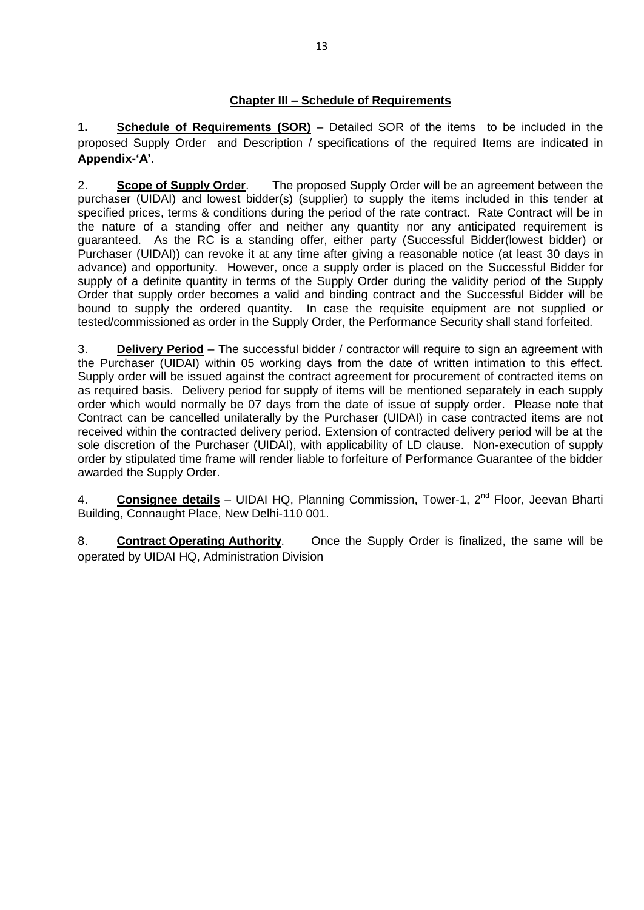## Chapter III – Schedule of Requirements

**1. Schedule of Requirements (SOR)** – Detailed SOR of the items to be included in the proposed Supply Order and Description / specifications of the required Items are indicated in **Appendix-'A'.**

2. **Scope of Supply Order**. The proposed Supply Order will be an agreement between the purchaser (UIDAI) and lowest bidder(s) (supplier) to supply the items included in this tender at specified prices, terms & conditions during the period of the rate contract. Rate Contract will be in the nature of a standing offer and neither any quantity nor any anticipated requirement is guaranteed. As the RC is a standing offer, either party (Successful Bidder(lowest bidder) or Purchaser (UIDAI)) can revoke it at any time after giving a reasonable notice (at least 30 days in advance) and opportunity. However, once a supply order is placed on the Successful Bidder for supply of a definite quantity in terms of the Supply Order during the validity period of the Supply Order that supply order becomes a valid and binding contract and the Successful Bidder will be bound to supply the ordered quantity. In case the requisite equipment are not supplied or tested/commissioned as order in the Supply Order, the Performance Security shall stand forfeited.

3. **Delivery Period** – The successful bidder / contractor will require to sign an agreement with the Purchaser (UIDAI) within 05 working days from the date of written intimation to this effect. Supply order will be issued against the contract agreement for procurement of contracted items on as required basis. Delivery period for supply of items will be mentioned separately in each supply order which would normally be 07 days from the date of issue of supply order. Please note that Contract can be cancelled unilaterally by the Purchaser (UIDAI) in case contracted items are not received within the contracted delivery period. Extension of contracted delivery period will be at the sole discretion of the Purchaser (UIDAI), with applicability of LD clause. Non-execution of supply order by stipulated time frame will render liable to forfeiture of Performance Guarantee of the bidder awarded the Supply Order.

4. **Consignee details** – UIDAI HQ, Planning Commission, Tower-1, 2nd Floor, Jeevan Bharti Building, Connaught Place, New Delhi-110 001.

8. **Contract Operating Authority**. Once the Supply Order is finalized, the same will be operated by UIDAI HQ, Administration Division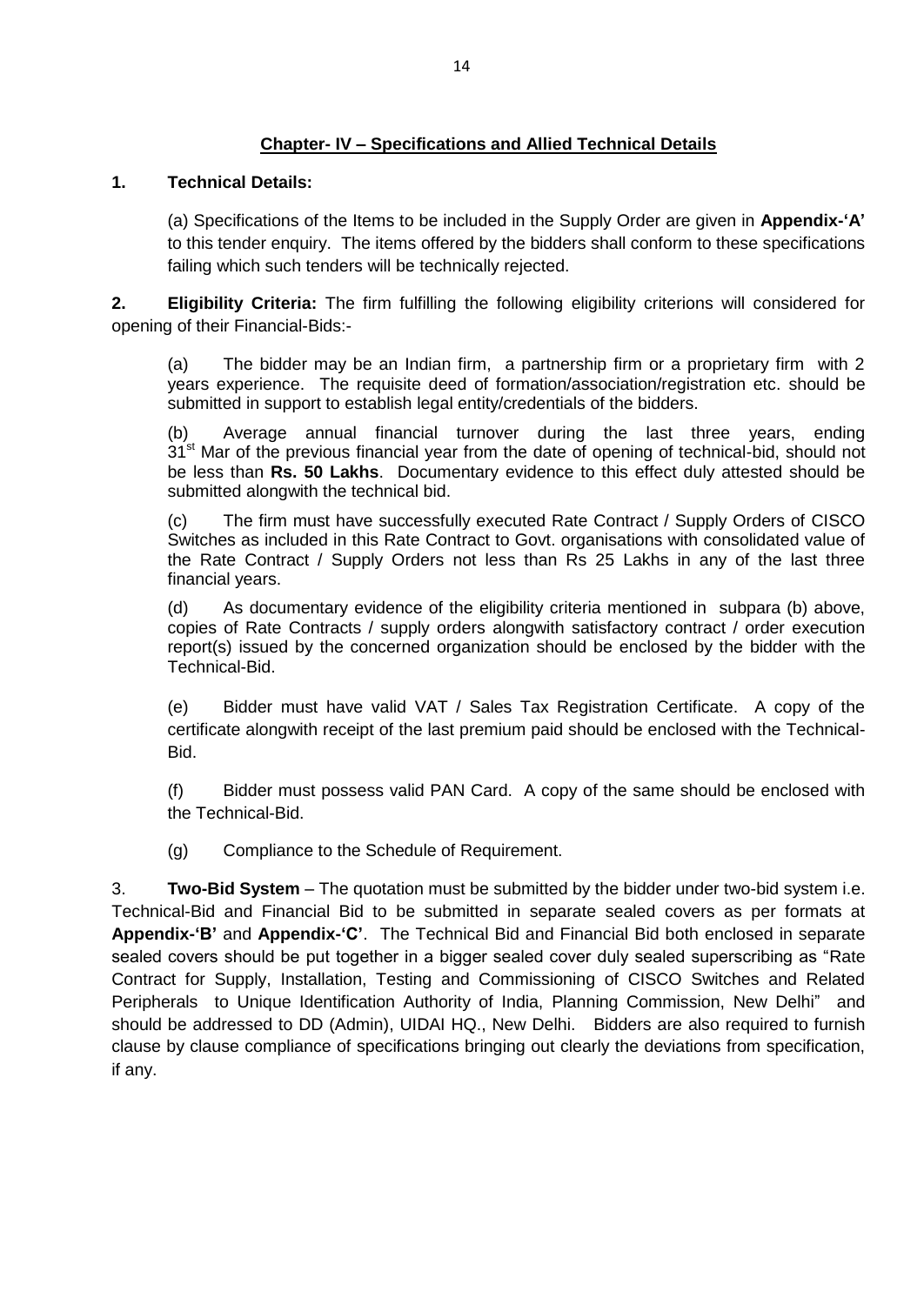## Chapter- IV – Specifications and Allied Technical Details

**1. Technical Details:**

(a) Specifications of the Items to be included in the Supply Order are given in **Appendix-'A'** to this tender enquiry. The items offered by the bidders shall conform to these specifications failing which such tenders will be technically rejected.

**2. Eligibility Criteria:** The firm fulfilling the following eligibility criterions will considered for opening of their Financial-Bids:-

(a) The bidder may be an Indian firm, a partnership firm or a proprietary firm with 2 years experience. The requisite deed of formation/association/registration etc. should be submitted in support to establish legal entity/credentials of the bidders.

(b) Average annual financial turnover during the last three years, ending 31st Mar of the previous financial year from the date of opening of technical-bid, should not be less than **Rs. 50 Lakhs**. Documentary evidence to this effect duly attested should be submitted alongwith the technical bid.

(c) The firm must have successfully executed Rate Contract / Supply Orders of CISCO Switches as included in this Rate Contract to Govt. organisations with consolidated value of the Rate Contract / Supply Orders not less than Rs 25 Lakhs in any of the last three financial years.

(d) As documentary evidence of the eligibility criteria mentioned in subpara (b) above, copies of Rate Contracts / supply orders alongwith satisfactory contract / order execution report(s) issued by the concerned organization should be enclosed by the bidder with the Technical-Bid.

(e) Bidder must have valid VAT / Sales Tax Registration Certificate. A copy of the certificate alongwith receipt of the last premium paid should be enclosed with the Technical-Bid.

(f) Bidder must possess valid PAN Card. A copy of the same should be enclosed with the Technical-Bid.

(g) Compliance to the Schedule of Requirement.

3. **Two-Bid System** – The quotation must be submitted by the bidder under two-bid system i.e. Technical-Bid and Financial Bid to be submitted in separate sealed covers as per formats at **Appendix-'B'** and **Appendix-'C'**. The Technical Bid and Financial Bid both enclosed in separate sealed covers should be put together in a bigger sealed cover duly sealed superscribing as "Rate Contract for Supply, Installation, Testing and Commissioning of CISCO Switches and Related Peripherals to Unique Identification Authority of India, Planning Commission, New Delhi" and should be addressed to DD (Admin), UIDAI HQ., New Delhi. Bidders are also required to furnish clause by clause compliance of specifications bringing out clearly the deviations from specification, if any.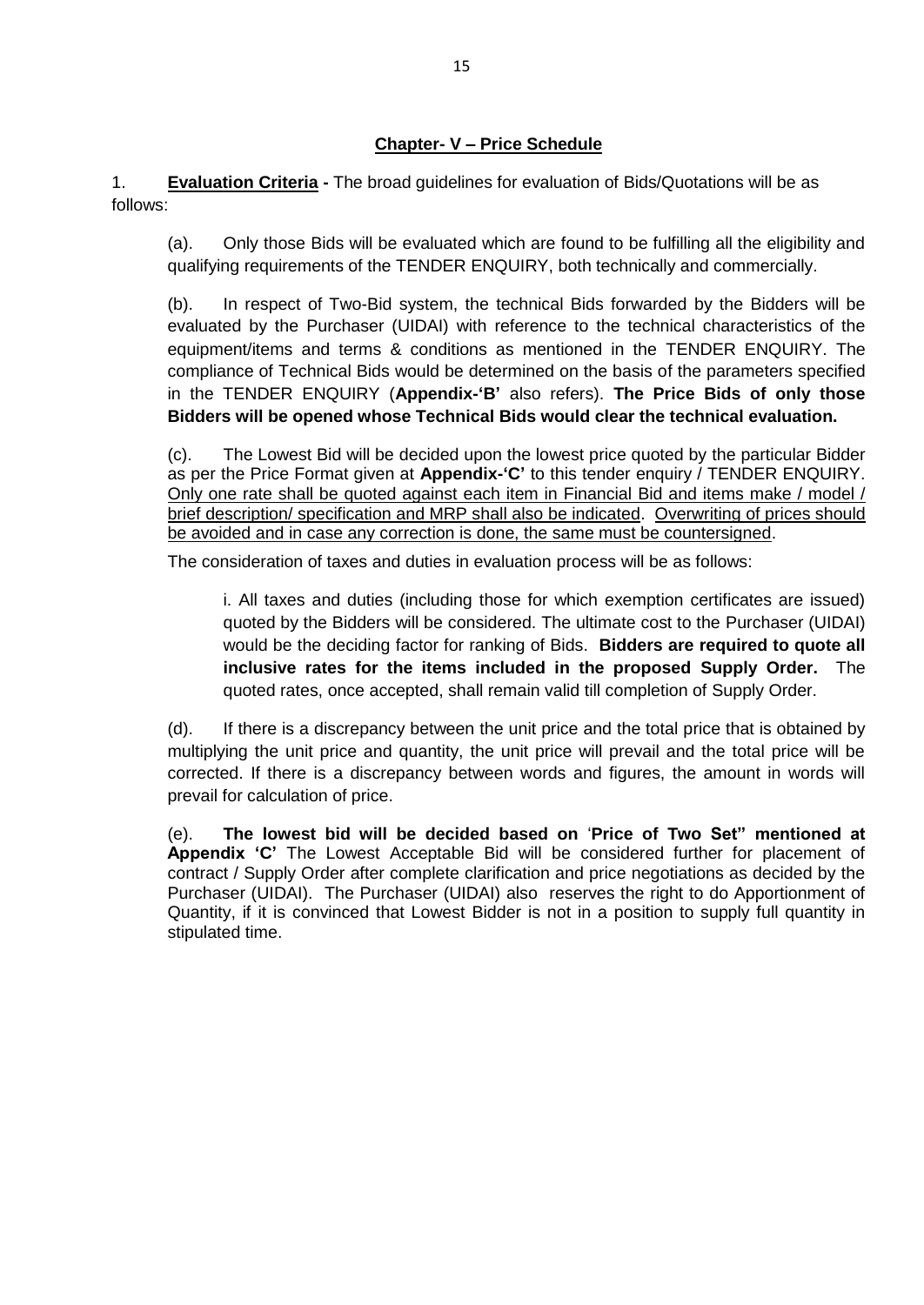## Chapter- V – Price Schedule

1. **Evaluation Criteria -** The broad guidelines for evaluation of Bids/Quotations will be as follows:

(a). Only those Bids will be evaluated which are found to be fulfilling all the eligibility and qualifying requirements of the TENDER ENQUIRY, both technically and commercially.

(b). In respect of Two-Bid system, the technical Bids forwarded by the Bidders will be evaluated by the Purchaser (UIDAI) with reference to the technical characteristics of the equipment/items and terms & conditions as mentioned in the TENDER ENQUIRY. The compliance of Technical Bids would be determined on the basis of the parameters specified in the TENDER ENQUIRY (**Appendix-'B'** also refers). **The Price Bids of only those Bidders will be opened whose Technical Bids would clear the technical evaluation.**

(c). The Lowest Bid will be decided upon the lowest price quoted by the particular Bidder as per the Price Format given at **Appendix-'C'** to this tender enquiry / TENDER ENQUIRY. <u>Only one rate shall be quoted against each item in Financial Bid and items make / model / brief description/ specification and MRP shall also be indicated</u>. <u>Overwriting of prices should be avoided and in case any correction is done, the same must be countersigned</u>.

The consideration of taxes and duties in evaluation process will be as follows:

i. All taxes and duties (including those for which exemption certificates are issued) quoted by the Bidders will be considered. The ultimate cost to the Purchaser (UIDAI) would be the deciding factor for ranking of Bids. **Bidders are required to quote all inclusive rates for the items included in the proposed Supply Order.** The quoted rates, once accepted, shall remain valid till completion of Supply Order.

(d). If there is a discrepancy between the unit price and the total price that is obtained by multiplying the unit price and quantity, the unit price will prevail and the total price will be corrected. If there is a discrepancy between words and figures, the amount in words will prevail for calculation of price.

(e). **The lowest bid will be decided based on 'Price of Two Set" mentioned at Appendix 'C'** The Lowest Acceptable Bid will be considered further for placement of contract / Supply Order after complete clarification and price negotiations as decided by the Purchaser (UIDAI). The Purchaser (UIDAI) also reserves the right to do Apportionment of Quantity, if it is convinced that Lowest Bidder is not in a position to supply full quantity in stipulated time.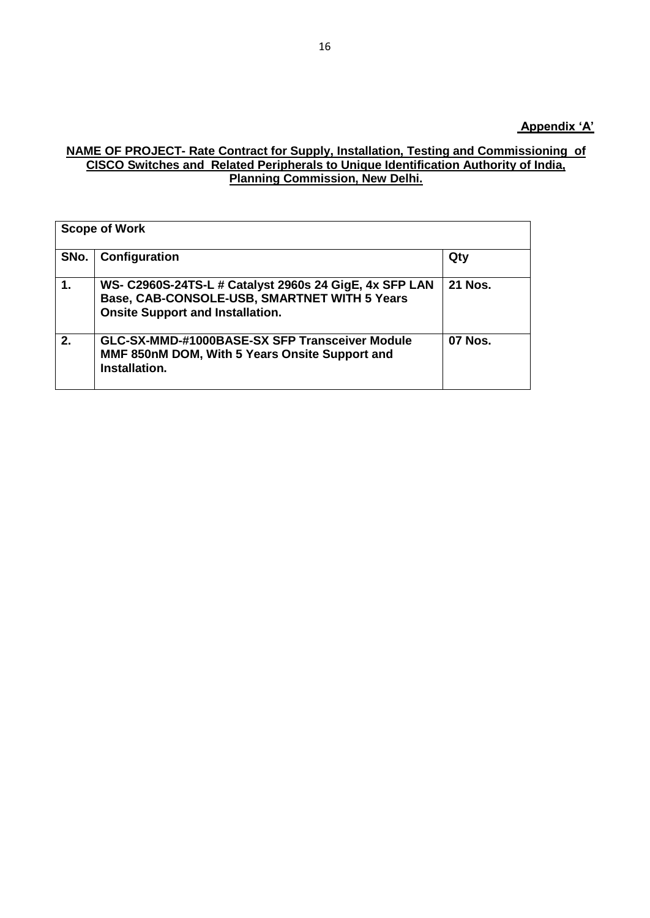**Appendix 'A'**

**NAME OF PROJECT- Rate Contract for Supply, Installation, Testing and Commissioning of CISCO Switches and Related Peripherals to Unique Identification Authority of India, Planning Commission, New Delhi.**

| Scope of Work | | |
|---|---|---|
| **SNo.** | **Configuration** | **Qty** |
| **1.** | **WS- C2960S-24TS-L # Catalyst 2960s 24 GigE, 4x SFP LAN Base, CAB-CONSOLE-USB, SMARTNET WITH 5 Years Onsite Support and Installation.** | **21 Nos.** |
| **2.** | **GLC-SX-MMD-#1000BASE-SX SFP Transceiver Module MMF 850nM DOM, With 5 Years Onsite Support and Installation.** | **07 Nos.** |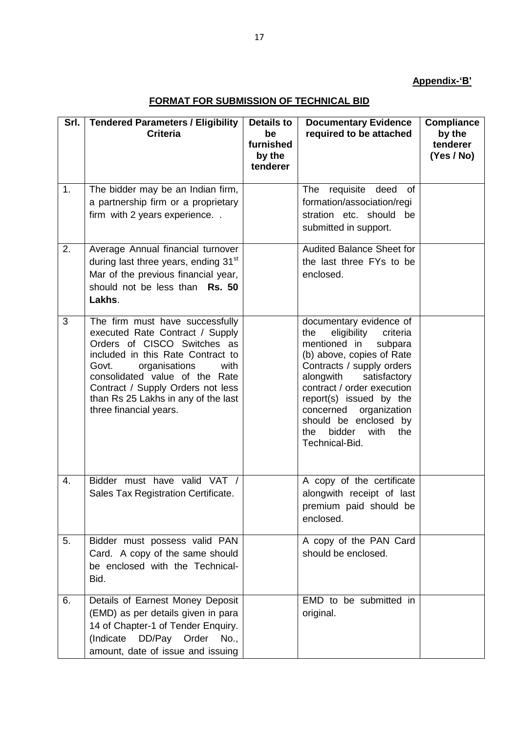**Appendix-'B'**

## FORMAT FOR SUBMISSION OF TECHNICAL BID

| Srl. | Tendered Parameters / Eligibility Criteria | Details to be furnished by the tenderer | Documentary Evidence required to be attached | Compliance by the tenderer (Yes / No) |
|---|---|---|---|---|
| 1. | The bidder may be an Indian firm, a partnership firm or a proprietary firm with 2 years experience. . | | The requisite deed of formation/association/registration etc. should be submitted in support. | |
| 2. | Average Annual financial turnover during last three years, ending 31st Mar of the previous financial year, should not be less than **Rs. 50 Lakhs**. | | Audited Balance Sheet for the last three FYs to be enclosed. | |
| 3 | The firm must have successfully executed Rate Contract / Supply Orders of CISCO Switches as included in this Rate Contract to Govt. organisations with consolidated value of the Rate Contract / Supply Orders not less than Rs 25 Lakhs in any of the last three financial years. | | documentary evidence of the eligibility criteria mentioned in subpara (b) above, copies of Rate Contracts / supply orders alongwith satisfactory contract / order execution report(s) issued by the concerned organization should be enclosed by the bidder with the Technical-Bid. | |
| 4. | Bidder must have valid VAT / Sales Tax Registration Certificate. | | A copy of the certificate alongwith receipt of last premium paid should be enclosed. | |
| 5. | Bidder must possess valid PAN Card. A copy of the same should be enclosed with the Technical-Bid. | | A copy of the PAN Card should be enclosed. | |
| 6. | Details of Earnest Money Deposit (EMD) as per details given in para 14 of Chapter-1 of Tender Enquiry. (Indicate DD/Pay Order No., amount, date of issue and issuing | | EMD to be submitted in original. | |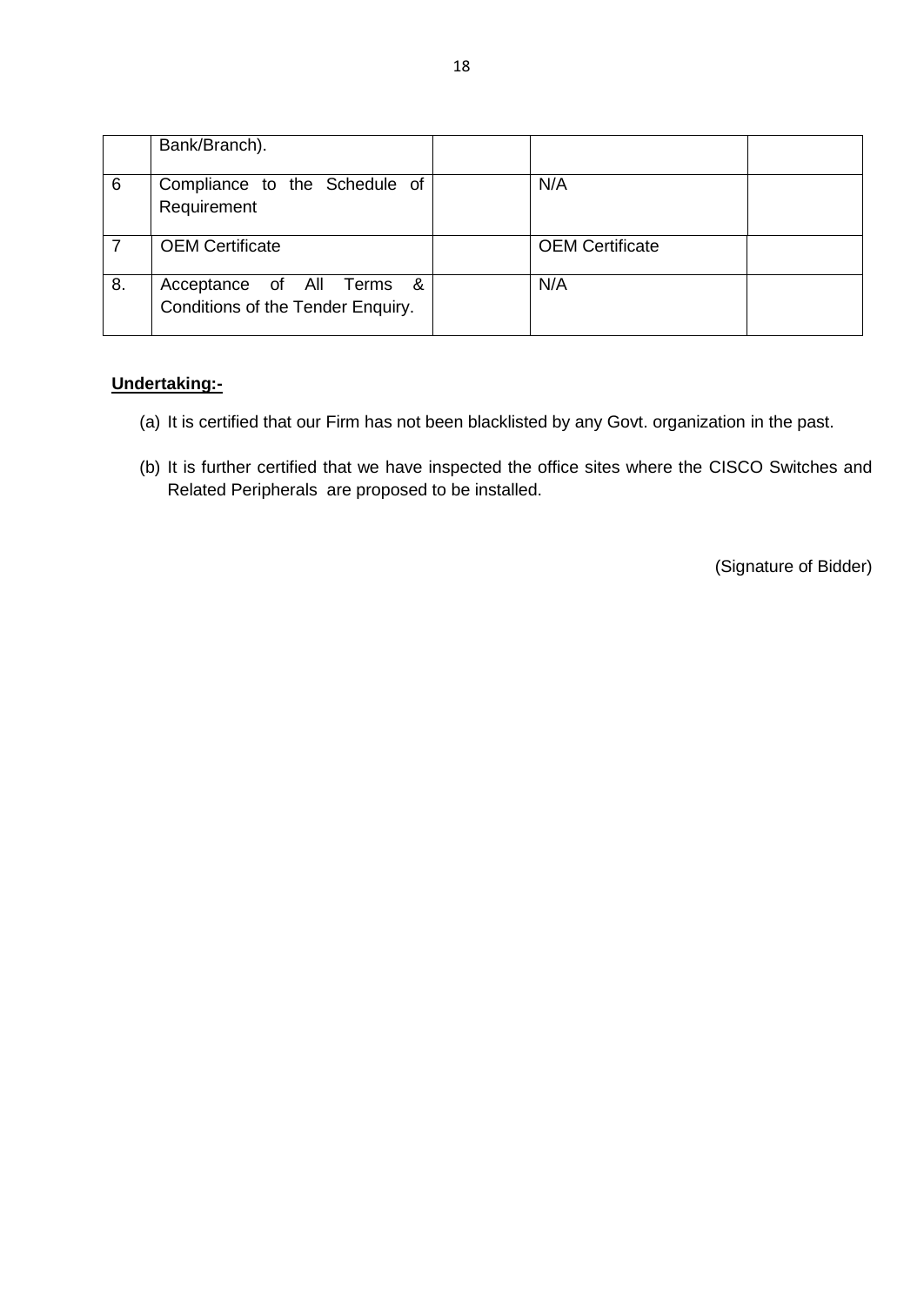| | | | | |
|---|---|---|---|---|
| | Bank/Branch). | | | |
| 6 | Compliance to the Schedule of Requirement | | N/A | |
| 7 | OEM Certificate | | OEM Certificate | |
| 8. | Acceptance of All Terms & Conditions of the Tender Enquiry. | | N/A | |

**Undertaking:-**

(a) It is certified that our Firm has not been blacklisted by any Govt. organization in the past.

(b) It is further certified that we have inspected the office sites where the CISCO Switches and Related Peripherals are proposed to be installed.

(Signature of Bidder)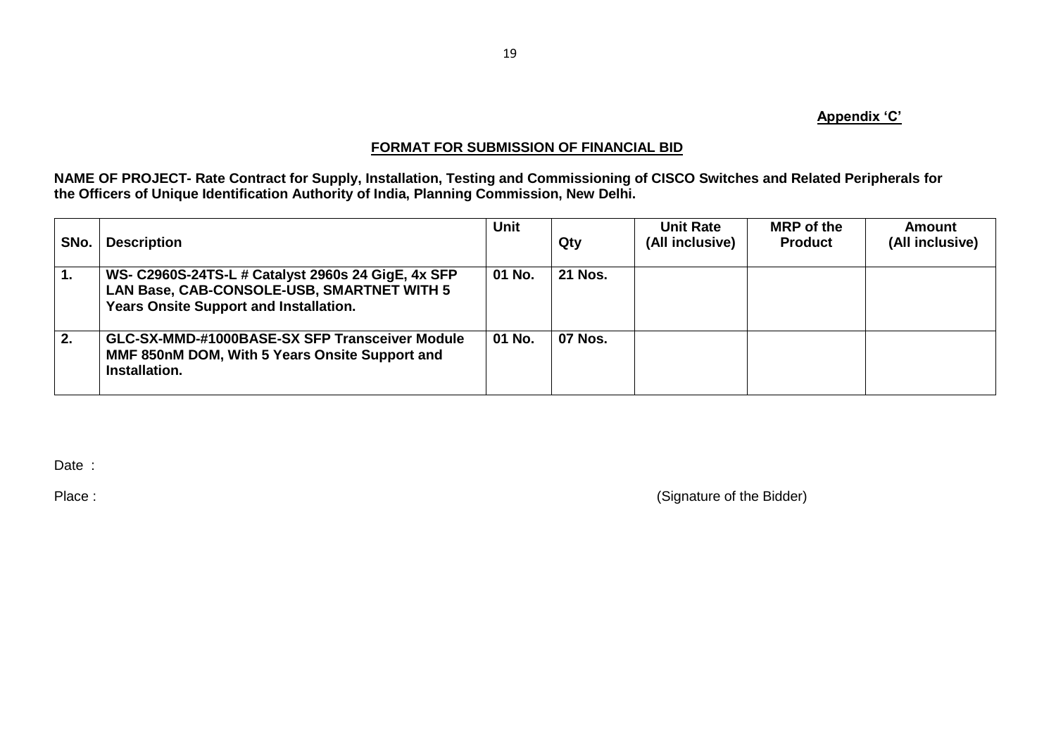**Appendix 'C'**

## FORMAT FOR SUBMISSION OF FINANCIAL BID

**NAME OF PROJECT- Rate Contract for Supply, Installation, Testing and Commissioning of CISCO Switches and Related Peripherals for the Officers of Unique Identification Authority of India, Planning Commission, New Delhi.**

| SNo. | Description | Unit | Qty | Unit Rate (All inclusive) | MRP of the Product | Amount (All inclusive) |
|---|---|---|---|---|---|---|
| **1.** | **WS- C2960S-24TS-L # Catalyst 2960s 24 GigE, 4x SFP LAN Base, CAB-CONSOLE-USB, SMARTNET WITH 5 Years Onsite Support and Installation.** | **01 No.** | **21 Nos.** | | | |
| **2.** | **GLC-SX-MMD-#1000BASE-SX SFP Transceiver Module MMF 850nM DOM, With 5 Years Onsite Support and Installation.** | **01 No.** | **07 Nos.** | | | |

Date :

Place : (Signature of the Bidder)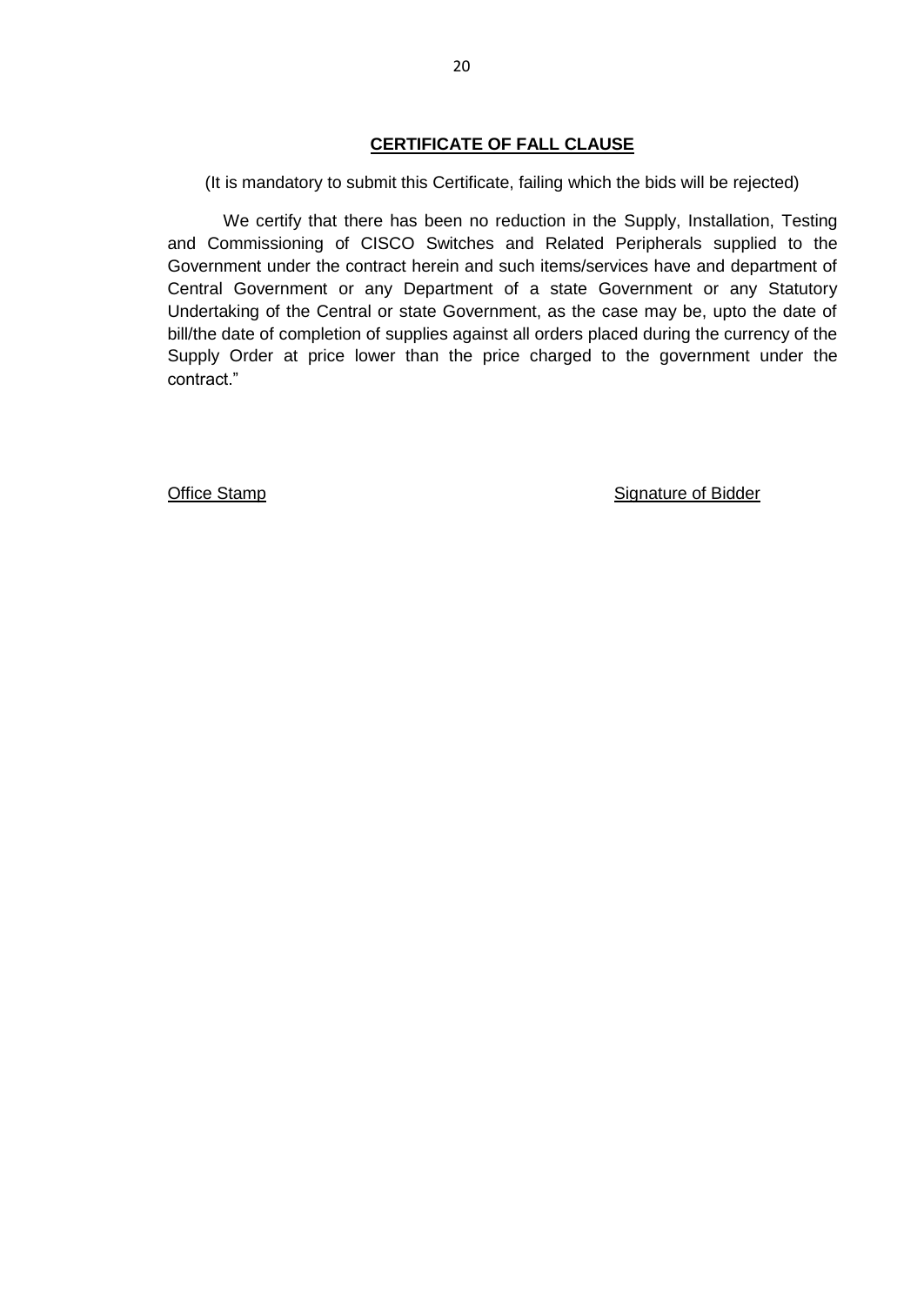## **CERTIFICATE OF FALL CLAUSE**

(It is mandatory to submit this Certificate, failing which the bids will be rejected)

We certify that there has been no reduction in the Supply, Installation, Testing and Commissioning of CISCO Switches and Related Peripherals supplied to the Government under the contract herein and such items/services have and department of Central Government or any Department of a state Government or any Statutory Undertaking of the Central or state Government, as the case may be, upto the date of bill/the date of completion of supplies against all orders placed during the currency of the Supply Order at price lower than the price charged to the government under the contract."

Office Stamp

Signature of Bidder